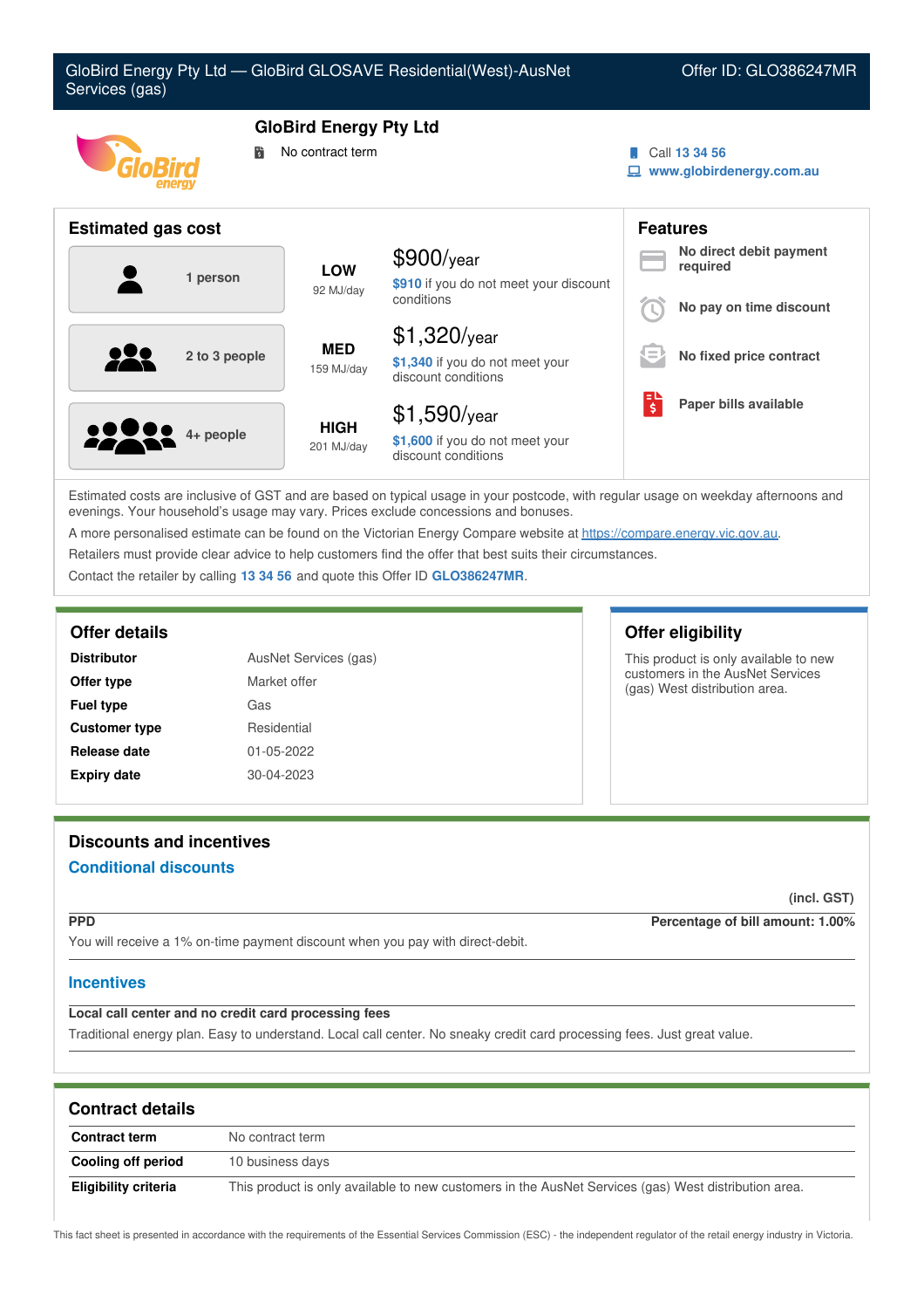# GloBird Energy Pty Ltd — GloBird GLOSAVE Residential(West)-AusNet Services (gas)

Offer ID: GLO386247MR

## GloBird Energy Pty Ltd

No contract term

Call 13 34 56

www.globirdenergy.com.au

## Estimated gas cost

| Household | Usage | Cost |
| --- | --- | --- |
| 1 person | **LOW** 92 MJ/day | $900/year — $910 if you do not meet your discount conditions |
| 2 to 3 people | **MED** 159 MJ/day | $1,320/year — $1,340 if you do not meet your discount conditions |
| 4+ people | **HIGH** 201 MJ/day | $1,590/year — $1,600 if you do not meet your discount conditions |

## Features

- **No direct debit payment required**
- **No pay on time discount**
- **No fixed price contract**
- **Paper bills available**

Estimated costs are inclusive of GST and are based on typical usage in your postcode, with regular usage on weekday afternoons and evenings. Your household's usage may vary. Prices exclude concessions and bonuses.

A more personalised estimate can be found on the Victorian Energy Compare website at https://compare.energy.vic.gov.au.

Retailers must provide clear advice to help customers find the offer that best suits their circumstances.

Contact the retailer by calling **13 34 56** and quote this Offer ID **GLO386247MR**.

## Offer details

| | |
| --- | --- |
| **Distributor** | AusNet Services (gas) |
| **Offer type** | Market offer |
| **Fuel type** | Gas |
| **Customer type** | Residential |
| **Release date** | 01-05-2022 |
| **Expiry date** | 30-04-2023 |

## Offer eligibility

This product is only available to new customers in the AusNet Services (gas) West distribution area.

## Discounts and incentives

### Conditional discounts

(incl. GST)

**PPD** — **Percentage of bill amount: 1.00%**

You will receive a 1% on-time payment discount when you pay with direct-debit.

### Incentives

**Local call center and no credit card processing fees**

Traditional energy plan. Easy to understand. Local call center. No sneaky credit card processing fees. Just great value.

## Contract details

| | |
| --- | --- |
| **Contract term** | No contract term |
| **Cooling off period** | 10 business days |
| **Eligibility criteria** | This product is only available to new customers in the AusNet Services (gas) West distribution area. |

This fact sheet is presented in accordance with the requirements of the Essential Services Commission (ESC) - the independent regulator of the retail energy industry in Victoria.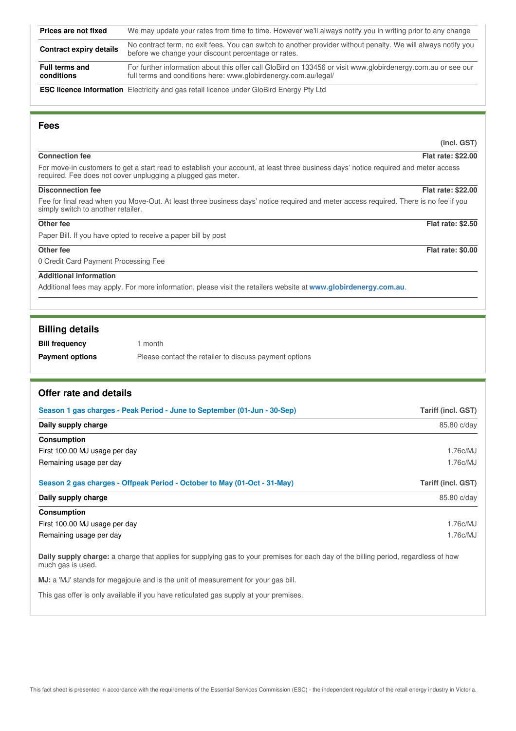| | |
|---|---|
| **Prices are not fixed** | We may update your rates from time to time. However we'll always notify you in writing prior to any change |
| **Contract expiry details** | No contract term, no exit fees. You can switch to another provider without penalty. We will always notify you before we change your discount percentage or rates. |
| **Full terms and conditions** | For further information about this offer call GloBird on 133456 or visit www.globirdenergy.com.au or see our full terms and conditions here: www.globirdenergy.com.au/legal/ |
| **ESC licence information** | Electricity and gas retail licence under GloBird Energy Pty Ltd |

## Fees

| | (incl. GST) |
|---|---|
| **Connection fee** | **Flat rate: $22.00** |

For move-in customers to get a start read to establish your account, at least three business days' notice required and meter access required. Fee does not cover unplugging a plugged gas meter.

| | |
|---|---|
| **Disconnection fee** | **Flat rate: $22.00** |

Fee for final read when you Move-Out. At least three business days' notice required and meter access required. There is no fee if you simply switch to another retailer.

| | |
|---|---|
| **Other fee** | **Flat rate: $2.50** |

Paper Bill. If you have opted to receive a paper bill by post

| | |
|---|---|
| **Other fee** | **Flat rate: $0.00** |

0 Credit Card Payment Processing Fee

**Additional information**

Additional fees may apply. For more information, please visit the retailers website at **www.globirdenergy.com.au**.

## Billing details

| | |
|---|---|
| **Bill frequency** | 1 month |
| **Payment options** | Please contact the retailer to discuss payment options |

## Offer rate and details

| Season 1 gas charges - Peak Period - June to September (01-Jun - 30-Sep) | Tariff (incl. GST) |
|---|---|
| **Daily supply charge** | 85.80 c/day |
| **Consumption** | |
| First 100.00 MJ usage per day | 1.76c/MJ |
| Remaining usage per day | 1.76c/MJ |

| Season 2 gas charges - Offpeak Period - October to May (01-Oct - 31-May) | Tariff (incl. GST) |
|---|---|
| **Daily supply charge** | 85.80 c/day |
| **Consumption** | |
| First 100.00 MJ usage per day | 1.76c/MJ |
| Remaining usage per day | 1.76c/MJ |

**Daily supply charge:** a charge that applies for supplying gas to your premises for each day of the billing period, regardless of how much gas is used.

**MJ:** a 'MJ' stands for megajoule and is the unit of measurement for your gas bill.

This gas offer is only available if you have reticulated gas supply at your premises.

This fact sheet is presented in accordance with the requirements of the Essential Services Commission (ESC) - the independent regulator of the retail energy industry in Victoria.